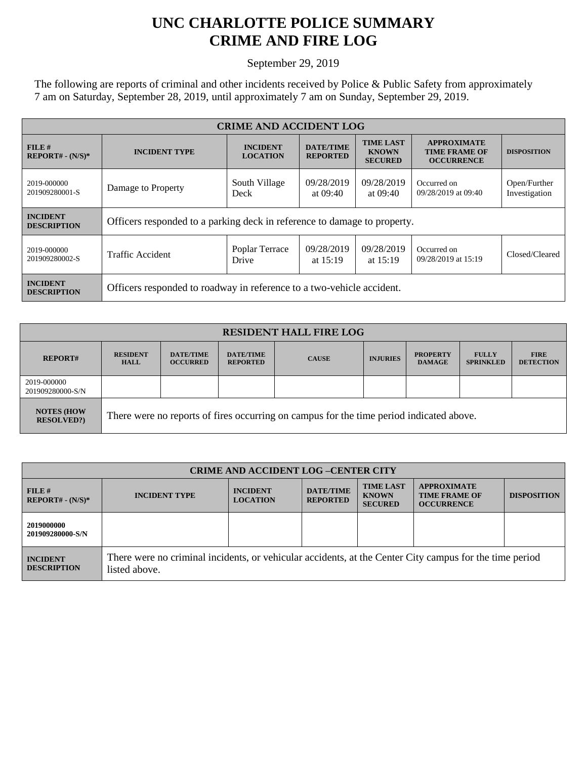# UNC CHARLOTTE POLICE SUMMARY
# CRIME AND FIRE LOG

September 29, 2019

The following are reports of criminal and other incidents received by Police & Public Safety from approximately 7 am on Saturday, September 28, 2019, until approximately 7 am on Sunday, September 29, 2019.

| CRIME AND ACCIDENT LOG | | | | | | |
|---|---|---|---|---|---|---|
| **FILE # REPORT# - (N/S)*** | **INCIDENT TYPE** | **INCIDENT LOCATION** | **DATE/TIME REPORTED** | **TIME LAST KNOWN SECURED** | **APPROXIMATE TIME FRAME OF OCCURRENCE** | **DISPOSITION** |
| 2019-000000 201909280001-S | Damage to Property | South Village Deck | 09/28/2019 at 09:40 | 09/28/2019 at 09:40 | Occurred on 09/28/2019 at 09:40 | Open/Further Investigation |
| **INCIDENT DESCRIPTION** | Officers responded to a parking deck in reference to damage to property. | | | | | |
| 2019-000000 201909280002-S | Traffic Accident | Poplar Terrace Drive | 09/28/2019 at 15:19 | 09/28/2019 at 15:19 | Occurred on 09/28/2019 at 15:19 | Closed/Cleared |
| **INCIDENT DESCRIPTION** | Officers responded to roadway in reference to a two-vehicle accident. | | | | | |

| RESIDENT HALL FIRE LOG | | | | | | | | |
|---|---|---|---|---|---|---|---|---|
| **REPORT#** | **RESIDENT HALL** | **DATE/TIME OCCURRED** | **DATE/TIME REPORTED** | **CAUSE** | **INJURIES** | **PROPERTY DAMAGE** | **FULLY SPRINKLED** | **FIRE DETECTION** |
| 2019-000000 201909280000-S/N | | | | | | | | |
| **NOTES (HOW RESOLVED?)** | There were no reports of fires occurring on campus for the time period indicated above. | | | | | | | |

| CRIME AND ACCIDENT LOG –CENTER CITY | | | | | | |
|---|---|---|---|---|---|---|
| **FILE # REPORT# - (N/S)*** | **INCIDENT TYPE** | **INCIDENT LOCATION** | **DATE/TIME REPORTED** | **TIME LAST KNOWN SECURED** | **APPROXIMATE TIME FRAME OF OCCURRENCE** | **DISPOSITION** |
| **2019000000 201909280000-S/N** | | | | | | |
| **INCIDENT DESCRIPTION** | There were no criminal incidents, or vehicular accidents, at the Center City campus for the time period listed above. | | | | | |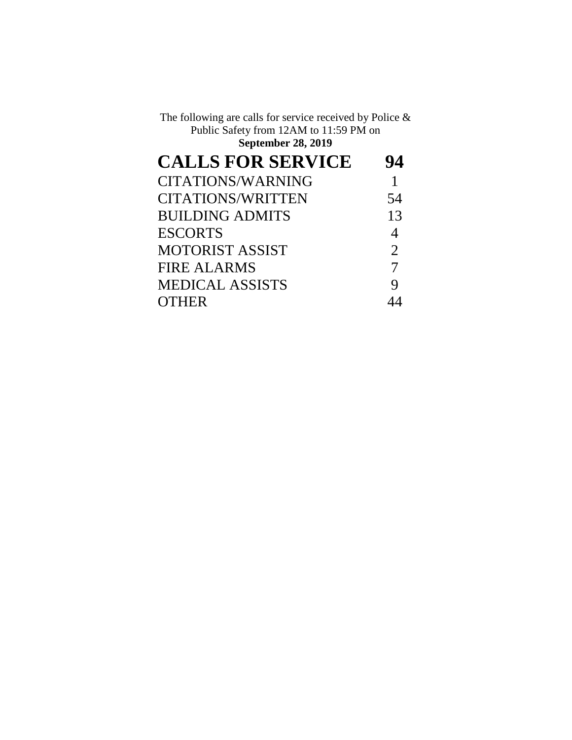The following are calls for service received by Police & Public Safety from 12AM to 11:59 PM on

**September 28, 2019**

| | |
|---|---|
| **CALLS FOR SERVICE** | **94** |
| CITATIONS/WARNING | 1 |
| CITATIONS/WRITTEN | 54 |
| BUILDING ADMITS | 13 |
| ESCORTS | 4 |
| MOTORIST ASSIST | 2 |
| FIRE ALARMS | 7 |
| MEDICAL ASSISTS | 9 |
| OTHER | 44 |